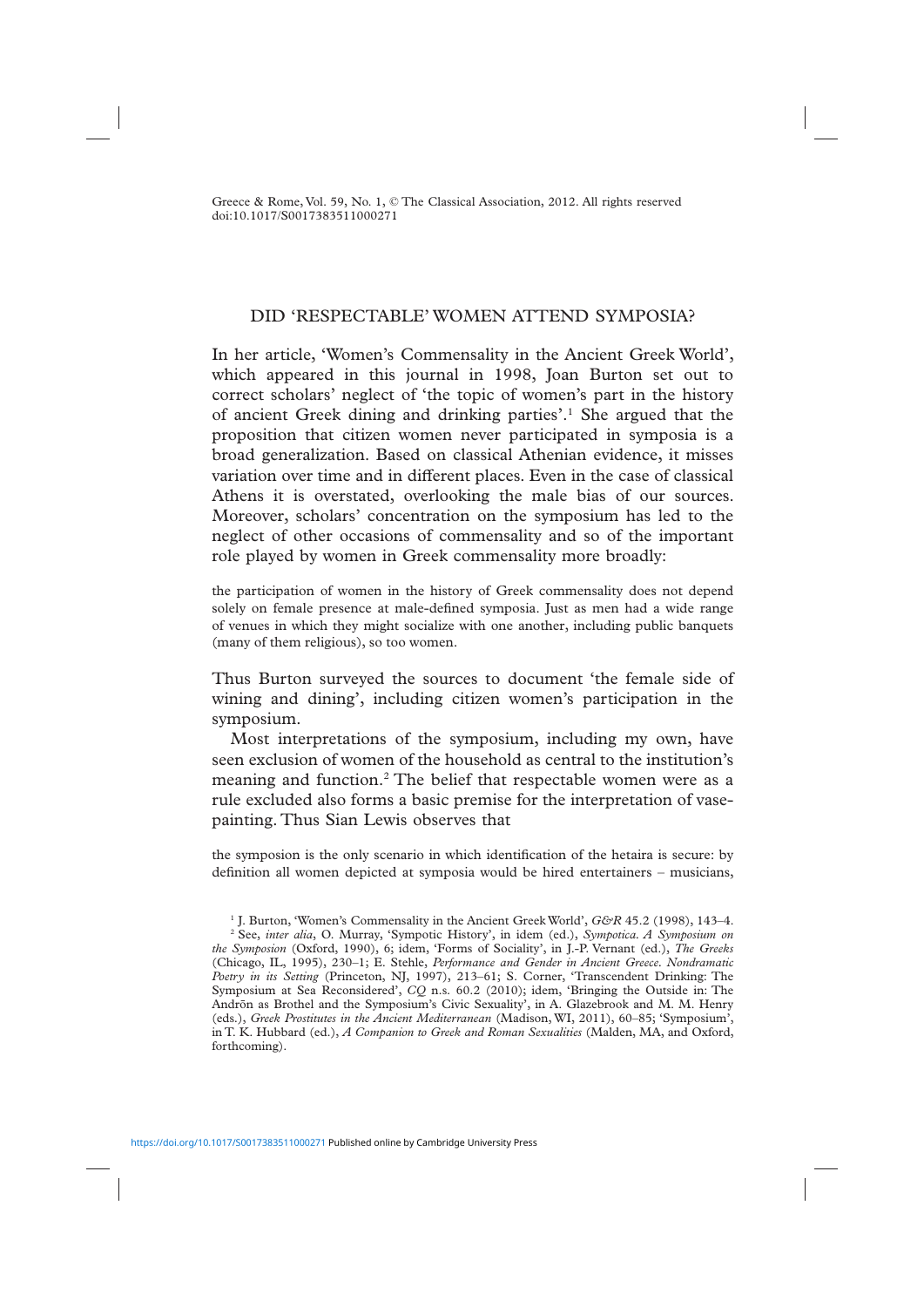# DID 'RESPECTABLE' WOMEN ATTEND SYMPOSIA?

In her article, 'Women's Commensality in the Ancient Greek World', which appeared in this journal in 1998, Joan Burton set out to correct scholars' neglect of 'the topic of women's part in the history of ancient Greek dining and drinking parties'.[1] She argued that the proposition that citizen women never participated in symposia is a broad generalization. Based on classical Athenian evidence, it misses variation over time and in different places. Even in the case of classical Athens it is overstated, overlooking the male bias of our sources. Moreover, scholars' concentration on the symposium has led to the neglect of other occasions of commensality and so of the important role played by women in Greek commensality more broadly:

> the participation of women in the history of Greek commensality does not depend solely on female presence at male-defined symposia. Just as men had a wide range of venues in which they might socialize with one another, including public banquets (many of them religious), so too women.

Thus Burton surveyed the sources to document 'the female side of wining and dining', including citizen women's participation in the symposium.

Most interpretations of the symposium, including my own, have seen exclusion of women of the household as central to the institution's meaning and function.[2] The belief that respectable women were as a rule excluded also forms a basic premise for the interpretation of vase-painting. Thus Sian Lewis observes that

> the symposion is the only scenario in which identification of the hetaira is secure: by definition all women depicted at symposia would be hired entertainers – musicians,

[1] J. Burton, 'Women's Commensality in the Ancient Greek World', *G&R* 45.2 (1998), 143–4.

[2] See, *inter alia*, O. Murray, 'Sympotic History', in idem (ed.), *Sympotica. A Symposium on the Symposion* (Oxford, 1990), 6; idem, 'Forms of Sociality', in J.-P. Vernant (ed.), *The Greeks* (Chicago, IL, 1995), 230–1; E. Stehle, *Performance and Gender in Ancient Greece. Nondramatic Poetry in its Setting* (Princeton, NJ, 1997), 213–61; S. Corner, 'Transcendent Drinking: The Symposium at Sea Reconsidered', *CQ* n.s. 60.2 (2010); idem, 'Bringing the Outside in: The Andrōn as Brothel and the Symposium's Civic Sexuality', in A. Glazebrook and M. M. Henry (eds.), *Greek Prostitutes in the Ancient Mediterranean* (Madison, WI, 2011), 60–85; 'Symposium', in T. K. Hubbard (ed.), *A Companion to Greek and Roman Sexualities* (Malden, MA, and Oxford, forthcoming).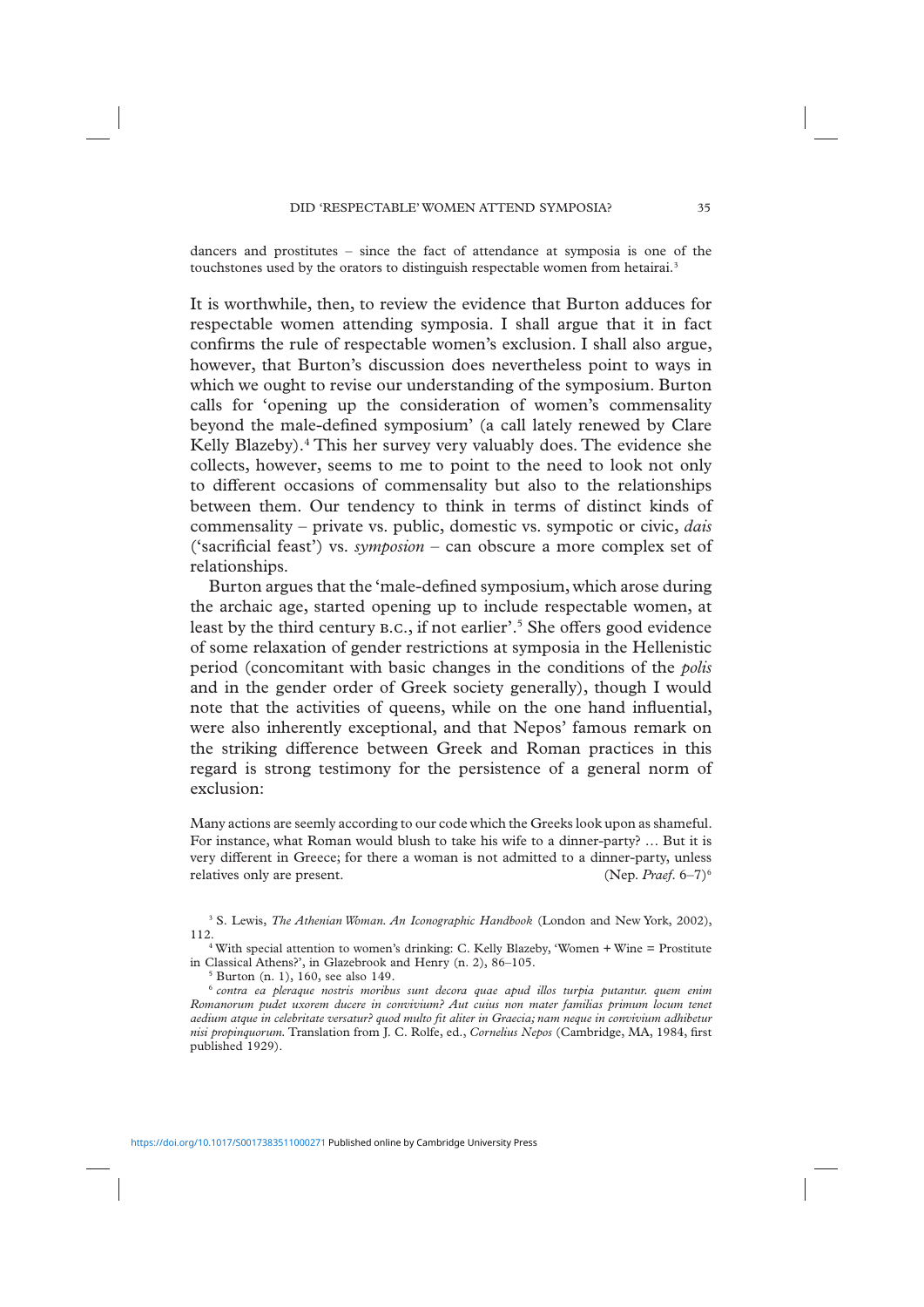dancers and prostitutes – since the fact of attendance at symposia is one of the touchstones used by the orators to distinguish respectable women from hetairai.[3]

It is worthwhile, then, to review the evidence that Burton adduces for respectable women attending symposia. I shall argue that it in fact confirms the rule of respectable women's exclusion. I shall also argue, however, that Burton's discussion does nevertheless point to ways in which we ought to revise our understanding of the symposium. Burton calls for 'opening up the consideration of women's commensality beyond the male-defined symposium' (a call lately renewed by Clare Kelly Blazeby).[4] This her survey very valuably does. The evidence she collects, however, seems to me to point to the need to look not only to different occasions of commensality but also to the relationships between them. Our tendency to think in terms of distinct kinds of commensality – private vs. public, domestic vs. sympotic or civic, *dais* ('sacrificial feast') vs. *symposion* – can obscure a more complex set of relationships.

Burton argues that the 'male-defined symposium, which arose during the archaic age, started opening up to include respectable women, at least by the third century B.C., if not earlier'.[5] She offers good evidence of some relaxation of gender restrictions at symposia in the Hellenistic period (concomitant with basic changes in the conditions of the *polis* and in the gender order of Greek society generally), though I would note that the activities of queens, while on the one hand influential, were also inherently exceptional, and that Nepos' famous remark on the striking difference between Greek and Roman practices in this regard is strong testimony for the persistence of a general norm of exclusion:

> Many actions are seemly according to our code which the Greeks look upon as shameful. For instance, what Roman would blush to take his wife to a dinner-party? … But it is very different in Greece; for there a woman is not admitted to a dinner-party, unless relatives only are present. (Nep. *Praef*. 6–7)[6]

[3] S. Lewis, *The Athenian Woman. An Iconographic Handbook* (London and New York, 2002), 112.

[4] With special attention to women's drinking: C. Kelly Blazeby, 'Women + Wine = Prostitute in Classical Athens?', in Glazebrook and Henry (n. 2), 86–105.

[5] Burton (n. 1), 160, see also 149.

[6] *contra ea pleraque nostris moribus sunt decora quae apud illos turpia putantur. quem enim Romanorum pudet uxorem ducere in convivium? Aut cuius non mater familias primum locum tenet aedium atque in celebritate versatur? quod multo fit aliter in Graecia; nam neque in convivium adhibetur nisi propinquorum.* Translation from J. C. Rolfe, ed., *Cornelius Nepos* (Cambridge, MA, 1984, first published 1929).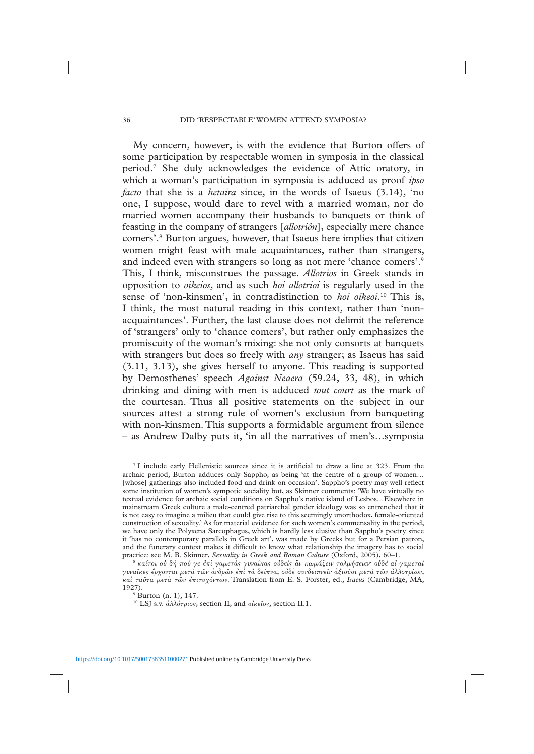My concern, however, is with the evidence that Burton offers of some participation by respectable women in symposia in the classical period.[7] She duly acknowledges the evidence of Attic oratory, in which a woman's participation in symposia is adduced as proof *ipso facto* that she is a *hetaira* since, in the words of Isaeus (3.14), 'no one, I suppose, would dare to revel with a married woman, nor do married women accompany their husbands to banquets or think of feasting in the company of strangers [*allotriôn*], especially mere chance comers'.[8] Burton argues, however, that Isaeus here implies that citizen women might feast with male acquaintances, rather than strangers, and indeed even with strangers so long as not mere 'chance comers'.[9] This, I think, misconstrues the passage. *Allotrios* in Greek stands in opposition to *oikeios*, and as such *hoi allotrioi* is regularly used in the sense of 'non-kinsmen', in contradistinction to *hoi oikeoi*.[10] This is, I think, the most natural reading in this context, rather than 'non-acquaintances'. Further, the last clause does not delimit the reference of 'strangers' only to 'chance comers', but rather only emphasizes the promiscuity of the woman's mixing: she not only consorts at banquets with strangers but does so freely with *any* stranger; as Isaeus has said (3.11, 3.13), she gives herself to anyone. This reading is supported by Demosthenes' speech *Against Neaera* (59.24, 33, 48), in which drinking and dining with men is adduced *tout court* as the mark of the courtesan. Thus all positive statements on the subject in our sources attest a strong rule of women's exclusion from banqueting with non-kinsmen. This supports a formidable argument from silence – as Andrew Dalby puts it, 'in all the narratives of men's…symposia

[7] I include early Hellenistic sources since it is artificial to draw a line at 323. From the archaic period, Burton adduces only Sappho, as being 'at the centre of a group of women… [whose] gatherings also included food and drink on occasion'. Sappho's poetry may well reflect some institution of women's sympotic sociality but, as Skinner comments: 'We have virtually no textual evidence for archaic social conditions on Sappho's native island of Lesbos…Elsewhere in mainstream Greek culture a male-centred patriarchal gender ideology was so entrenched that it is not easy to imagine a milieu that could give rise to this seemingly unorthodox, female-oriented construction of sexuality.' As for material evidence for such women's commensality in the period, we have only the Polyxena Sarcophagus, which is hardly less elusive than Sappho's poetry since it 'has no contemporary parallels in Greek art', was made by Greeks but for a Persian patron, and the funerary context makes it difficult to know what relationship the imagery has to social practice: see M. B. Skinner, *Sexuality in Greek and Roman Culture* (Oxford, 2005), 60–1.

[8] καίτοι οὐ δή πού γε ἐπὶ γαμετὰς γυναῖκας οὐδεὶς ἂν κωμάζειν τολμήσειεν· οὐδὲ αἱ γαμεταὶ γυναῖκες ἔρχονται μετὰ τῶν ἀνδρῶν ἐπὶ τὰ δεῖπνα, οὐδὲ συνδειπνεῖν ἀξιοῦσι μετὰ τῶν ἀλλοτρίων, καὶ ταῦτα μετὰ τῶν ἐπιτυχόντων. Translation from E. S. Forster, ed., *Isaeus* (Cambridge, MA, 1927).

[9] Burton (n. 1), 147.

[10] LSJ s.v. ἀλλότριος, section II, and οἰκεῖος, section II.1.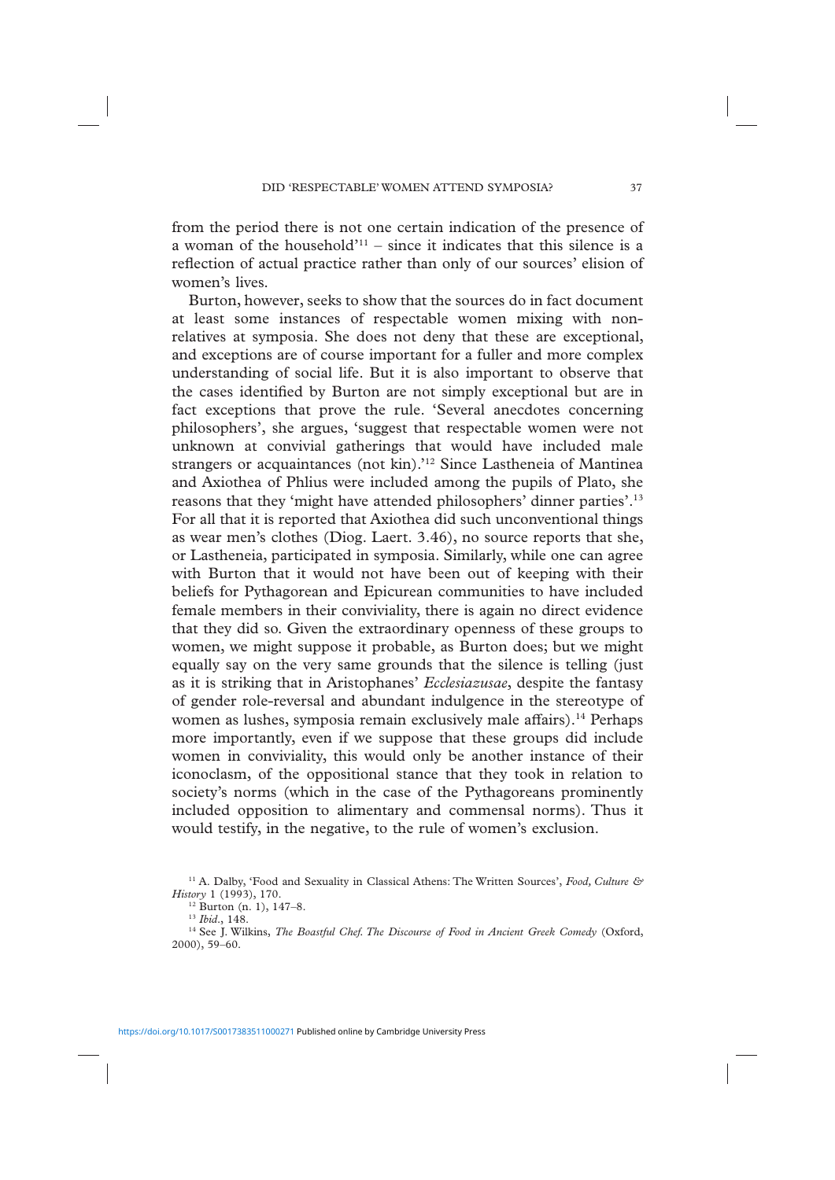from the period there is not one certain indication of the presence of a woman of the household'[11] – since it indicates that this silence is a reflection of actual practice rather than only of our sources' elision of women's lives.

Burton, however, seeks to show that the sources do in fact document at least some instances of respectable women mixing with non-relatives at symposia. She does not deny that these are exceptional, and exceptions are of course important for a fuller and more complex understanding of social life. But it is also important to observe that the cases identified by Burton are not simply exceptional but are in fact exceptions that prove the rule. 'Several anecdotes concerning philosophers', she argues, 'suggest that respectable women were not unknown at convivial gatherings that would have included male strangers or acquaintances (not kin).'[12] Since Lastheneia of Mantinea and Axiothea of Phlius were included among the pupils of Plato, she reasons that they 'might have attended philosophers' dinner parties'.[13] For all that it is reported that Axiothea did such unconventional things as wear men's clothes (Diog. Laert. 3.46), no source reports that she, or Lastheneia, participated in symposia. Similarly, while one can agree with Burton that it would not have been out of keeping with their beliefs for Pythagorean and Epicurean communities to have included female members in their conviviality, there is again no direct evidence that they did so. Given the extraordinary openness of these groups to women, we might suppose it probable, as Burton does; but we might equally say on the very same grounds that the silence is telling (just as it is striking that in Aristophanes' *Ecclesiazusae*, despite the fantasy of gender role-reversal and abundant indulgence in the stereotype of women as lushes, symposia remain exclusively male affairs).[14] Perhaps more importantly, even if we suppose that these groups did include women in conviviality, this would only be another instance of their iconoclasm, of the oppositional stance that they took in relation to society's norms (which in the case of the Pythagoreans prominently included opposition to alimentary and commensal norms). Thus it would testify, in the negative, to the rule of women's exclusion.

[11] A. Dalby, 'Food and Sexuality in Classical Athens: The Written Sources', *Food, Culture & History* 1 (1993), 170.

[12] Burton (n. 1), 147–8.

[13] *Ibid.*, 148.

[14] See J. Wilkins, *The Boastful Chef. The Discourse of Food in Ancient Greek Comedy* (Oxford, 2000), 59–60.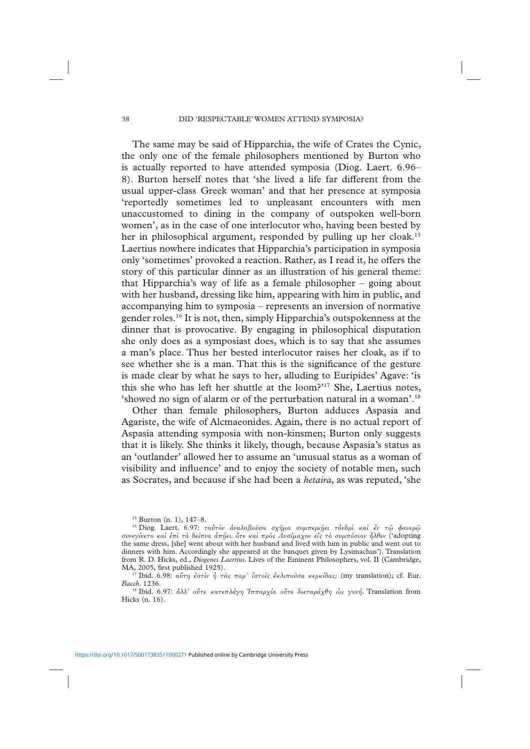The same may be said of Hipparchia, the wife of Crates the Cynic, the only one of the female philosophers mentioned by Burton who is actually reported to have attended symposia (Diog. Laert. 6.96–8). Burton herself notes that 'she lived a life far different from the usual upper-class Greek woman' and that her presence at symposia 'reportedly sometimes led to unpleasant encounters with men unaccustomed to dining in the company of outspoken well-born women', as in the case of one interlocutor who, having been bested by her in philosophical argument, responded by pulling up her cloak.[15] Laertius nowhere indicates that Hipparchia's participation in symposia only 'sometimes' provoked a reaction. Rather, as I read it, he offers the story of this particular dinner as an illustration of his general theme: that Hipparchia's way of life as a female philosopher – going about with her husband, dressing like him, appearing with him in public, and accompanying him to symposia – represents an inversion of normative gender roles.[16] It is not, then, simply Hipparchia's outspokenness at the dinner that is provocative. By engaging in philosophical disputation she only does as a symposiast does, which is to say that she assumes a man's place. Thus her bested interlocutor raises her cloak, as if to see whether she is a man. That this is the significance of the gesture is made clear by what he says to her, alluding to Euripides' Agave: 'is this she who has left her shuttle at the loom?'[17] She, Laertius notes, 'showed no sign of alarm or of the perturbation natural in a woman'.[18]

Other than female philosophers, Burton adduces Aspasia and Agariste, the wife of Alcmaeonides. Again, there is no actual report of Aspasia attending symposia with non-kinsmen; Burton only suggests that it is likely. She thinks it likely, though, because Aspasia's status as an 'outlander' allowed her to assume an 'unusual status as a woman of visibility and influence' and to enjoy the society of notable men, such as Socrates, and because if she had been a *hetaira*, as was reputed, 'she

---

[15] Burton (n. 1), 147–8.

[16] Diog. Laert. 6.97: ταὐτὸν ἀναλαβοῦσα σχῆμα συμπεριῄει τἀνδρὶ καὶ ἐν τῷ φανερῷ συνεγίνετο καὶ ἐπὶ τὰ δεῖπνα ἀπῄει. ὅτε καὶ πρὸς Λυσίμαχον εἰς τὸ συμπόσιον ἦλθεν ('adopting the same dress, [she] went about with her husband and lived with him in public and went out to dinners with him. Accordingly she appeared at the banquet given by Lysimachus'). Translation from R. D. Hicks, ed., *Diogenes Laertius.* Lives of the Eminent Philosophers, vol. II (Cambridge, MA, 2005, first published 1925).

[17] Ibid. 6.98: αὕτη ἐστὶν ἡ τὰς παρ' ἱστοῖς ἐκλιποῦσα κερκίδας; (my translation); cf. Eur. *Bacch.* 1236.

[18] Ibid. 6.97: ἀλλ' οὔτε κατεπλάγη Ἱππαρχία οὔτε διεταράχθη ὡς γυνή. Translation from Hicks (n. 16).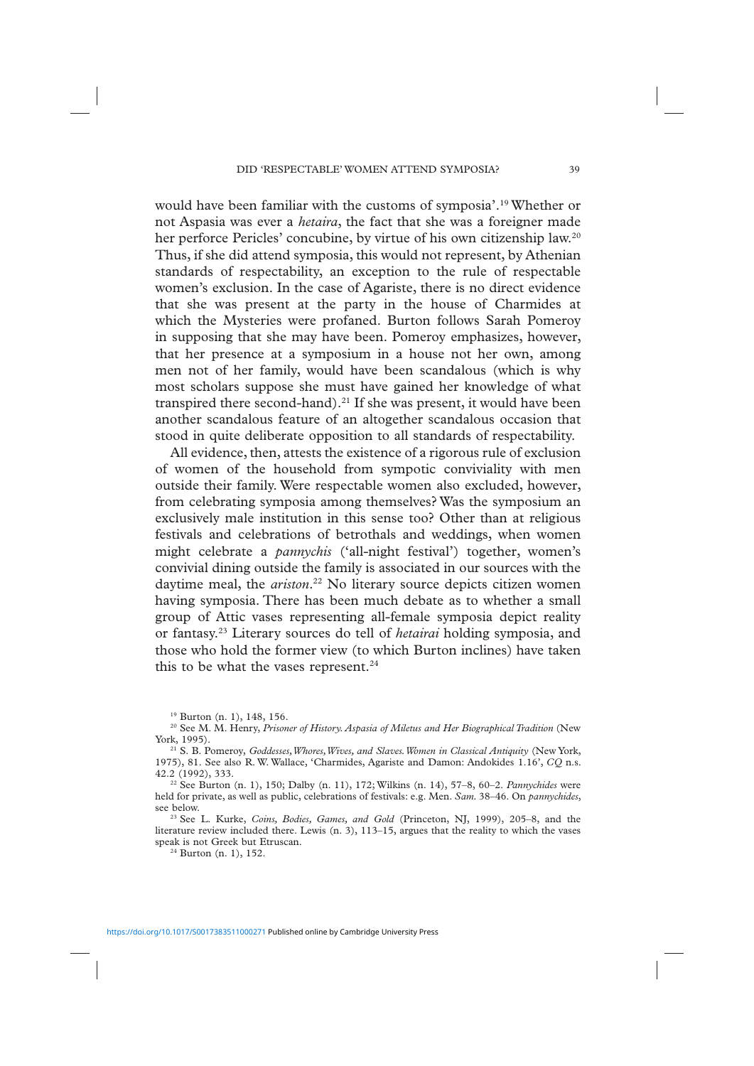would have been familiar with the customs of symposia'.[19] Whether or not Aspasia was ever a *hetaira*, the fact that she was a foreigner made her perforce Pericles' concubine, by virtue of his own citizenship law.[20] Thus, if she did attend symposia, this would not represent, by Athenian standards of respectability, an exception to the rule of respectable women's exclusion. In the case of Agariste, there is no direct evidence that she was present at the party in the house of Charmides at which the Mysteries were profaned. Burton follows Sarah Pomeroy in supposing that she may have been. Pomeroy emphasizes, however, that her presence at a symposium in a house not her own, among men not of her family, would have been scandalous (which is why most scholars suppose she must have gained her knowledge of what transpired there second-hand).[21] If she was present, it would have been another scandalous feature of an altogether scandalous occasion that stood in quite deliberate opposition to all standards of respectability.

All evidence, then, attests the existence of a rigorous rule of exclusion of women of the household from sympotic conviviality with men outside their family. Were respectable women also excluded, however, from celebrating symposia among themselves? Was the symposium an exclusively male institution in this sense too? Other than at religious festivals and celebrations of betrothals and weddings, when women might celebrate a *pannychis* ('all-night festival') together, women's convivial dining outside the family is associated in our sources with the daytime meal, the *ariston*.[22] No literary source depicts citizen women having symposia. There has been much debate as to whether a small group of Attic vases representing all-female symposia depict reality or fantasy.[23] Literary sources do tell of *hetairai* holding symposia, and those who hold the former view (to which Burton inclines) have taken this to be what the vases represent.[24]

---

[19] Burton (n. 1), 148, 156.

[20] See M. M. Henry, *Prisoner of History. Aspasia of Miletus and Her Biographical Tradition* (New York, 1995).

[21] S. B. Pomeroy, *Goddesses, Whores, Wives, and Slaves. Women in Classical Antiquity* (New York, 1975), 81. See also R. W. Wallace, 'Charmides, Agariste and Damon: Andokides 1.16', *CQ* n.s. 42.2 (1992), 333.

[22] See Burton (n. 1), 150; Dalby (n. 11), 172; Wilkins (n. 14), 57–8, 60–2. *Pannychides* were held for private, as well as public, celebrations of festivals: e.g. Men. *Sam.* 38–46. On *pannychides*, see below.

[23] See L. Kurke, *Coins, Bodies, Games, and Gold* (Princeton, NJ, 1999), 205–8, and the literature review included there. Lewis (n. 3), 113–15, argues that the reality to which the vases speak is not Greek but Etruscan.

[24] Burton (n. 1), 152.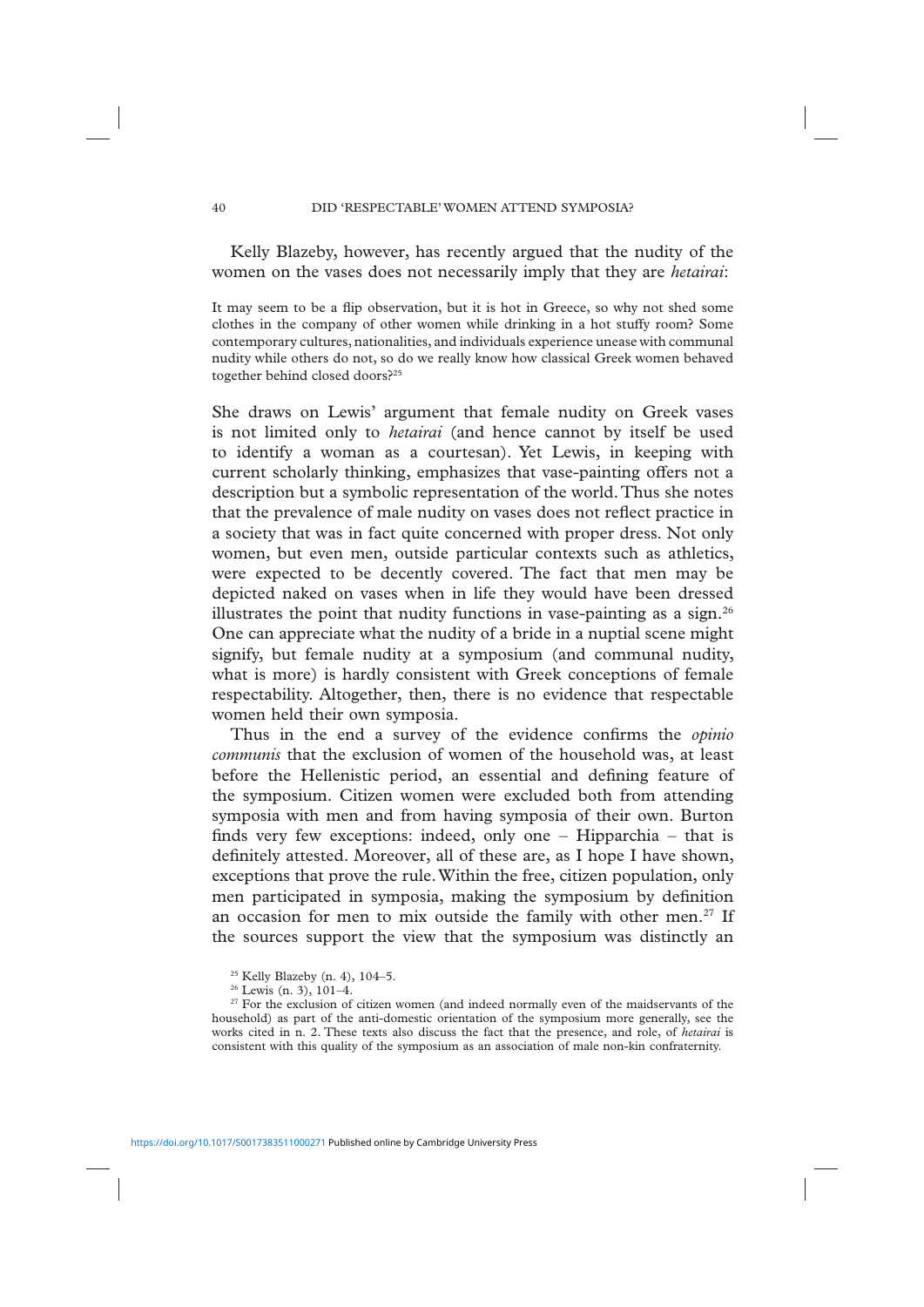Kelly Blazeby, however, has recently argued that the nudity of the women on the vases does not necessarily imply that they are *hetairai*:

> It may seem to be a flip observation, but it is hot in Greece, so why not shed some clothes in the company of other women while drinking in a hot stuffy room? Some contemporary cultures, nationalities, and individuals experience unease with communal nudity while others do not, so do we really know how classical Greek women behaved together behind closed doors?[25]

She draws on Lewis' argument that female nudity on Greek vases is not limited only to *hetairai* (and hence cannot by itself be used to identify a woman as a courtesan). Yet Lewis, in keeping with current scholarly thinking, emphasizes that vase-painting offers not a description but a symbolic representation of the world. Thus she notes that the prevalence of male nudity on vases does not reflect practice in a society that was in fact quite concerned with proper dress. Not only women, but even men, outside particular contexts such as athletics, were expected to be decently covered. The fact that men may be depicted naked on vases when in life they would have been dressed illustrates the point that nudity functions in vase-painting as a sign.[26] One can appreciate what the nudity of a bride in a nuptial scene might signify, but female nudity at a symposium (and communal nudity, what is more) is hardly consistent with Greek conceptions of female respectability. Altogether, then, there is no evidence that respectable women held their own symposia.

Thus in the end a survey of the evidence confirms the *opinio communis* that the exclusion of women of the household was, at least before the Hellenistic period, an essential and defining feature of the symposium. Citizen women were excluded both from attending symposia with men and from having symposia of their own. Burton finds very few exceptions: indeed, only one – Hipparchia – that is definitely attested. Moreover, all of these are, as I hope I have shown, exceptions that prove the rule. Within the free, citizen population, only men participated in symposia, making the symposium by definition an occasion for men to mix outside the family with other men.[27] If the sources support the view that the symposium was distinctly an

[25] Kelly Blazeby (n. 4), 104–5.

[26] Lewis (n. 3), 101–4.

[27] For the exclusion of citizen women (and indeed normally even of the maidservants of the household) as part of the anti-domestic orientation of the symposium more generally, see the works cited in n. 2. These texts also discuss the fact that the presence, and role, of *hetairai* is consistent with this quality of the symposium as an association of male non-kin confraternity.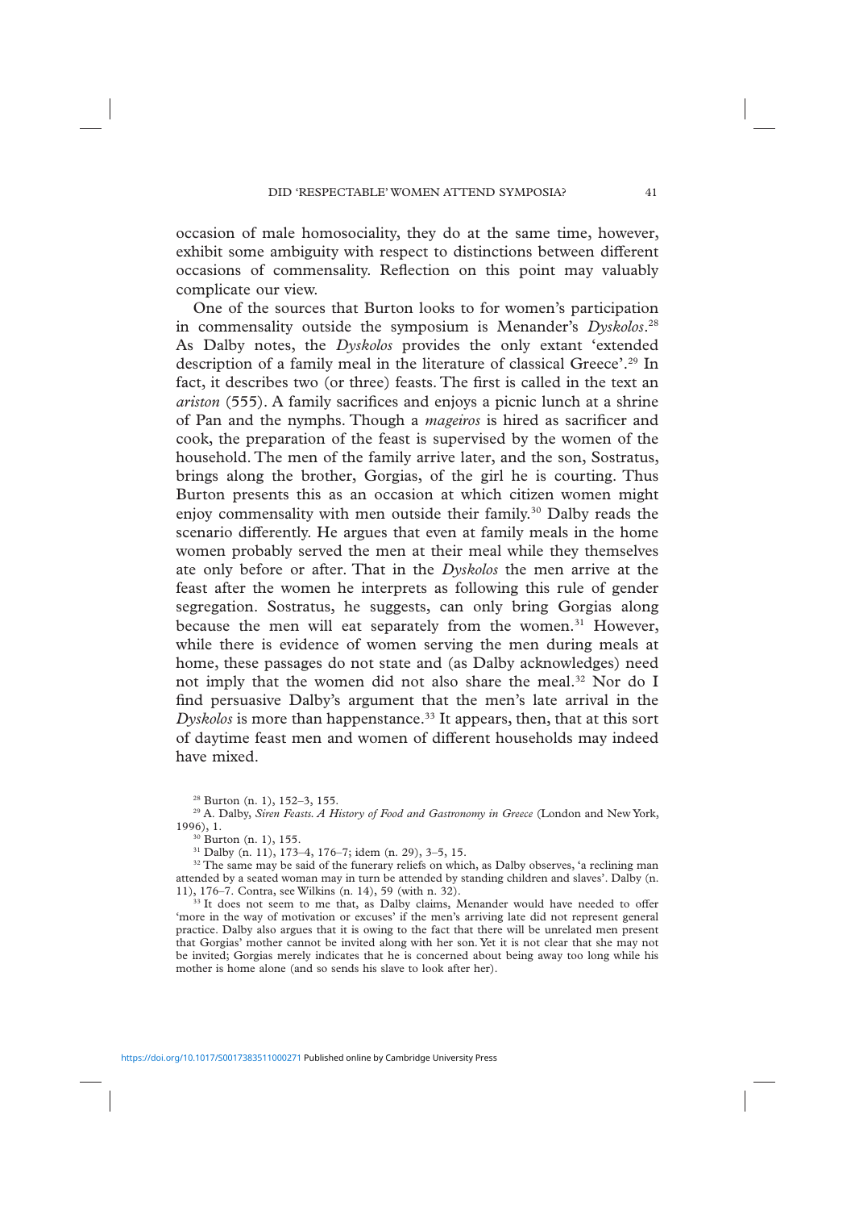occasion of male homosociality, they do at the same time, however, exhibit some ambiguity with respect to distinctions between different occasions of commensality. Reflection on this point may valuably complicate our view.

One of the sources that Burton looks to for women's participation in commensality outside the symposium is Menander's *Dyskolos*.[28] As Dalby notes, the *Dyskolos* provides the only extant 'extended description of a family meal in the literature of classical Greece'.[29] In fact, it describes two (or three) feasts. The first is called in the text an *ariston* (555). A family sacrifices and enjoys a picnic lunch at a shrine of Pan and the nymphs. Though a *mageiros* is hired as sacrificer and cook, the preparation of the feast is supervised by the women of the household. The men of the family arrive later, and the son, Sostratus, brings along the brother, Gorgias, of the girl he is courting. Thus Burton presents this as an occasion at which citizen women might enjoy commensality with men outside their family.[30] Dalby reads the scenario differently. He argues that even at family meals in the home women probably served the men at their meal while they themselves ate only before or after. That in the *Dyskolos* the men arrive at the feast after the women he interprets as following this rule of gender segregation. Sostratus, he suggests, can only bring Gorgias along because the men will eat separately from the women.[31] However, while there is evidence of women serving the men during meals at home, these passages do not state and (as Dalby acknowledges) need not imply that the women did not also share the meal.[32] Nor do I find persuasive Dalby's argument that the men's late arrival in the *Dyskolos* is more than happenstance.[33] It appears, then, that at this sort of daytime feast men and women of different households may indeed have mixed.

[28] Burton (n. 1), 152–3, 155.

[29] A. Dalby, *Siren Feasts. A History of Food and Gastronomy in Greece* (London and New York, 1996), 1.

[30] Burton (n. 1), 155.

[31] Dalby (n. 11), 173–4, 176–7; idem (n. 29), 3–5, 15.

[32] The same may be said of the funerary reliefs on which, as Dalby observes, 'a reclining man attended by a seated woman may in turn be attended by standing children and slaves'. Dalby (n. 11), 176–7. Contra, see Wilkins (n. 14), 59 (with n. 32).

[33] It does not seem to me that, as Dalby claims, Menander would have needed to offer 'more in the way of motivation or excuses' if the men's arriving late did not represent general practice. Dalby also argues that it is owing to the fact that there will be unrelated men present that Gorgias' mother cannot be invited along with her son. Yet it is not clear that she may not be invited; Gorgias merely indicates that he is concerned about being away too long while his mother is home alone (and so sends his slave to look after her).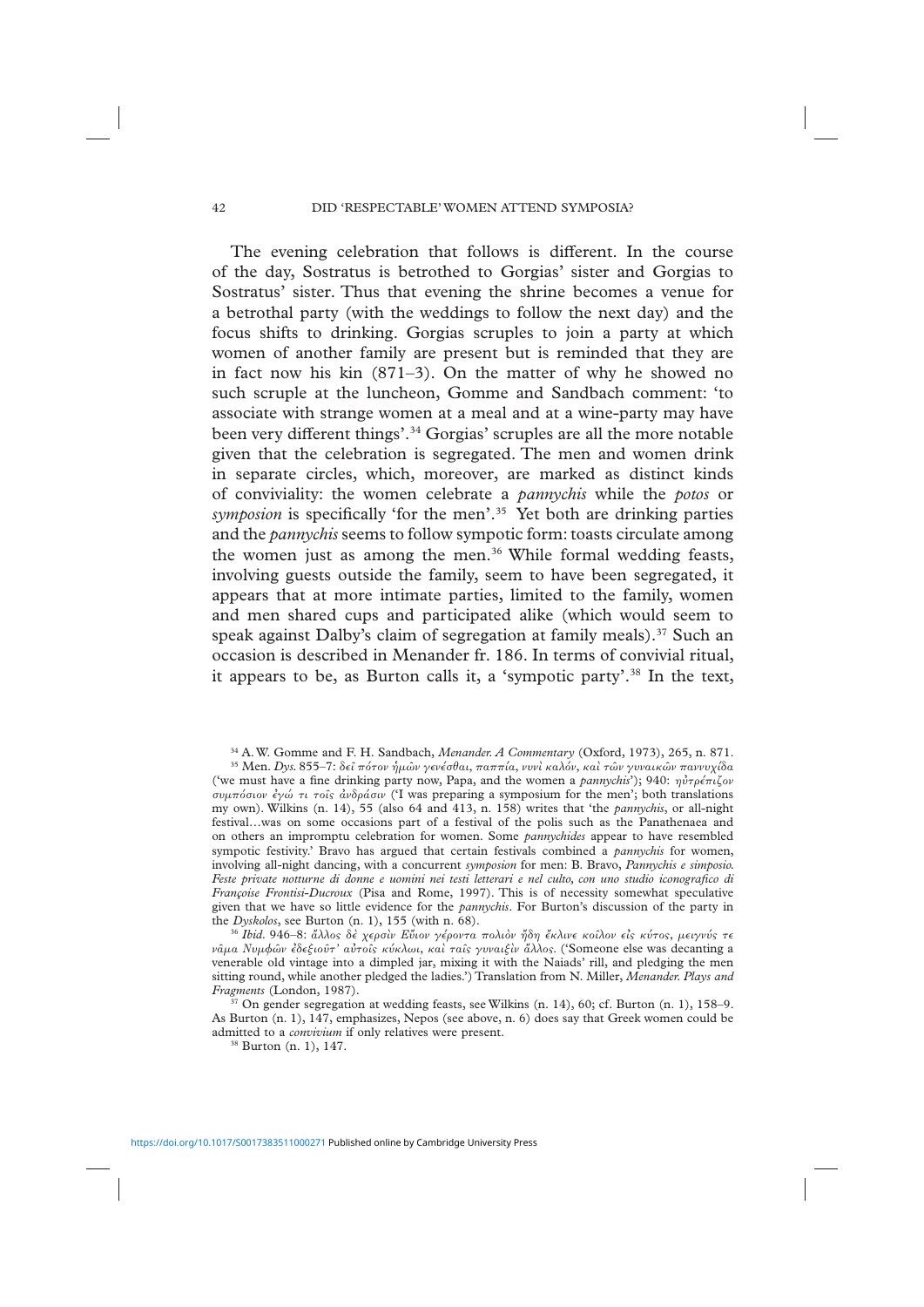The evening celebration that follows is different. In the course of the day, Sostratus is betrothed to Gorgias' sister and Gorgias to Sostratus' sister. Thus that evening the shrine becomes a venue for a betrothal party (with the weddings to follow the next day) and the focus shifts to drinking. Gorgias scruples to join a party at which women of another family are present but is reminded that they are in fact now his kin (871–3). On the matter of why he showed no such scruple at the luncheon, Gomme and Sandbach comment: 'to associate with strange women at a meal and at a wine-party may have been very different things'.[34] Gorgias' scruples are all the more notable given that the celebration is segregated. The men and women drink in separate circles, which, moreover, are marked as distinct kinds of conviviality: the women celebrate a *pannychis* while the *potos* or *symposion* is specifically 'for the men'.[35] Yet both are drinking parties and the *pannychis* seems to follow sympotic form: toasts circulate among the women just as among the men.[36] While formal wedding feasts, involving guests outside the family, seem to have been segregated, it appears that at more intimate parties, limited to the family, women and men shared cups and participated alike (which would seem to speak against Dalby's claim of segregation at family meals).[37] Such an occasion is described in Menander fr. 186. In terms of convivial ritual, it appears to be, as Burton calls it, a 'sympotic party'.[38] In the text,

---

[34] A. W. Gomme and F. H. Sandbach, *Menander. A Commentary* (Oxford, 1973), 265, n. 871.

[35] Men. *Dys.* 855–7: δεῖ πότον ἡμῶν γενέσθαι, παππία, νυνὶ καλόν, καὶ τῶν γυναικῶν παννυχίδα ('we must have a fine drinking party now, Papa, and the women a *pannychis*'); 940: ηὐτρέπιζον συμπόσιον ἐγώ τι τοῖς ἀνδράσιν ('I was preparing a symposium for the men'; both translations my own). Wilkins (n. 14), 55 (also 64 and 413, n. 158) writes that 'the *pannychis*, or all-night festival…was on some occasions part of a festival of the polis such as the Panathenaea and on others an impromptu celebration for women. Some *pannychides* appear to have resembled sympotic festivity.' Bravo has argued that certain festivals combined a *pannychis* for women, involving all-night dancing, with a concurrent *symposion* for men: B. Bravo, *Pannychis e simposio. Feste private notturne di donne e uomini nei testi letterari e nel culto, con uno studio iconografico di Françoise Frontisi-Ducroux* (Pisa and Rome, 1997). This is of necessity somewhat speculative given that we have so little evidence for the *pannychis*. For Burton's discussion of the party in the *Dyskolos*, see Burton (n. 1), 155 (with n. 68).

[36] *Ibid.* 946–8: ἄλλος δὲ χερσὶν Εὔιον γέροντα πολιὸν ἤδη ἔκλινε κοῖλον εἰς κύτος, μειγνύς τε νᾶμα Νυμφῶν ἐδεξιοῦτ' αὐτοῖς κύκλωι, καὶ ταῖς γυναιξὶν ἄλλος. ('Someone else was decanting a venerable old vintage into a dimpled jar, mixing it with the Naiads' rill, and pledging the men sitting round, while another pledged the ladies.') Translation from N. Miller, *Menander. Plays and Fragments* (London, 1987).

[37] On gender segregation at wedding feasts, see Wilkins (n. 14), 60; cf. Burton (n. 1), 158–9. As Burton (n. 1), 147, emphasizes, Nepos (see above, n. 6) does say that Greek women could be admitted to a *convivium* if only relatives were present.

[38] Burton (n. 1), 147.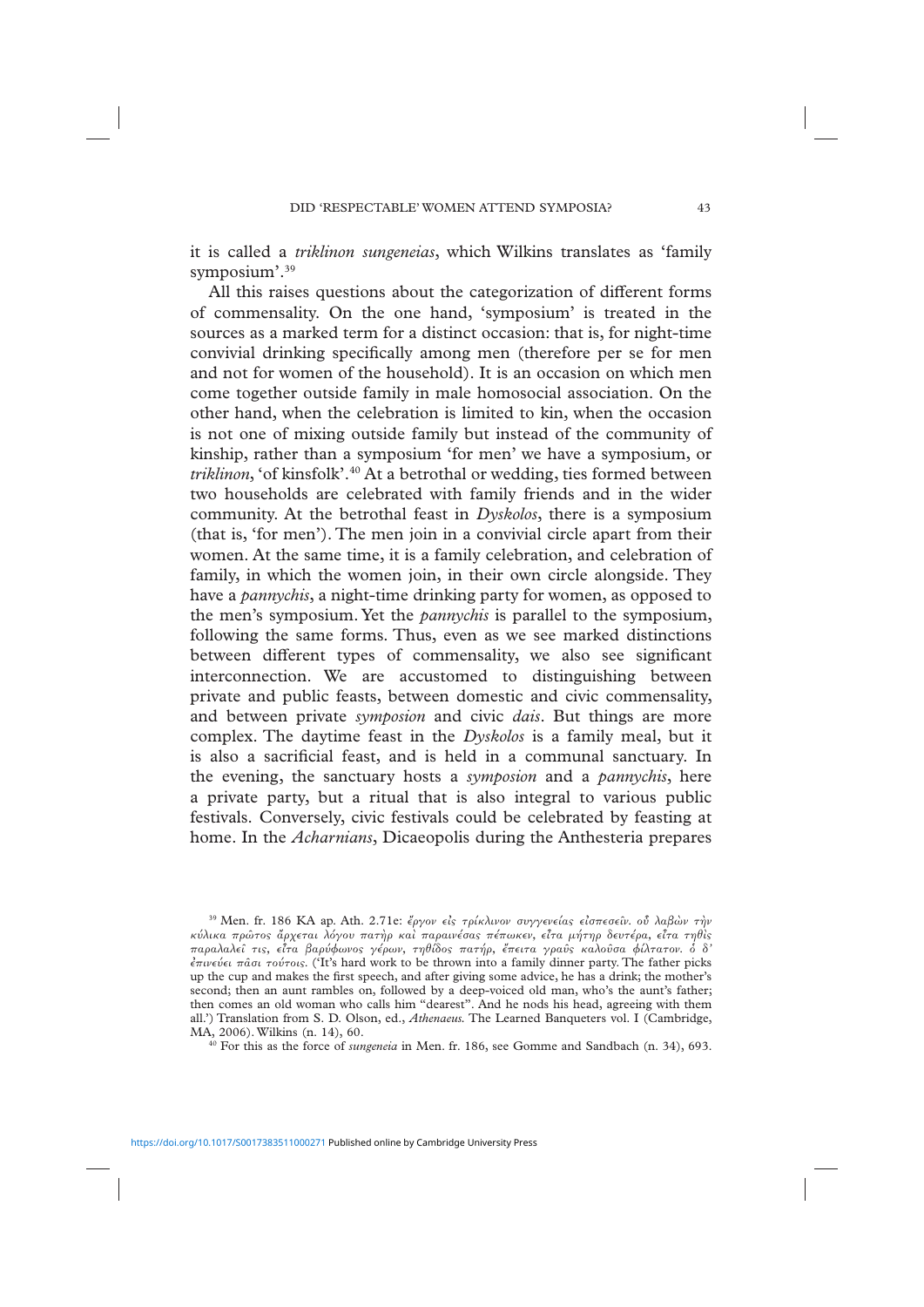it is called a *triklinon sungeneias*, which Wilkins translates as 'family symposium'.[39]

All this raises questions about the categorization of different forms of commensality. On the one hand, 'symposium' is treated in the sources as a marked term for a distinct occasion: that is, for night-time convivial drinking specifically among men (therefore per se for men and not for women of the household). It is an occasion on which men come together outside family in male homosocial association. On the other hand, when the celebration is limited to kin, when the occasion is not one of mixing outside family but instead of the community of kinship, rather than a symposium 'for men' we have a symposium, or *triklinon*, 'of kinsfolk'.[40] At a betrothal or wedding, ties formed between two households are celebrated with family friends and in the wider community. At the betrothal feast in *Dyskolos*, there is a symposium (that is, 'for men'). The men join in a convivial circle apart from their women. At the same time, it is a family celebration, and celebration of family, in which the women join, in their own circle alongside. They have a *pannychis*, a night-time drinking party for women, as opposed to the men's symposium. Yet the *pannychis* is parallel to the symposium, following the same forms. Thus, even as we see marked distinctions between different types of commensality, we also see significant interconnection. We are accustomed to distinguishing between private and public feasts, between domestic and civic commensality, and between private *symposion* and civic *dais*. But things are more complex. The daytime feast in the *Dyskolos* is a family meal, but it is also a sacrificial feast, and is held in a communal sanctuary. In the evening, the sanctuary hosts a *symposion* and a *pannychis*, here a private party, but a ritual that is also integral to various public festivals. Conversely, civic festivals could be celebrated by feasting at home. In the *Acharnians*, Dicaeopolis during the Anthesteria prepares

[39] Men. fr. 186 KA ap. Ath. 2.71e: ἔργον εἰς τρίκλινον συγγενείας εἰσπεσεῖν. οὗ λαβὼν τὴν κύλικα πρῶτος ἄρχεται λόγου πατὴρ καὶ παραινέσας πέπωκεν, εἶτα μήτηρ δευτέρα, εἶτα τηθὶς παραλαλεῖ τις, εἶτα βαρύφωνος γέρων, τηθίδος πατήρ, ἔπειτα γραῦς καλοῦσα φίλτατον. ὁ δ' ἐπινεύει πᾶσι τούτοις. ('It's hard work to be thrown into a family dinner party. The father picks up the cup and makes the first speech, and after giving some advice, he has a drink; the mother's second; then an aunt rambles on, followed by a deep-voiced old man, who's the aunt's father; then comes an old woman who calls him "dearest". And he nods his head, agreeing with them all.') Translation from S. D. Olson, ed., *Athenaeus.* The Learned Banqueters vol. I (Cambridge, MA, 2006). Wilkins (n. 14), 60.

[40] For this as the force of *sungeneia* in Men. fr. 186, see Gomme and Sandbach (n. 34), 693.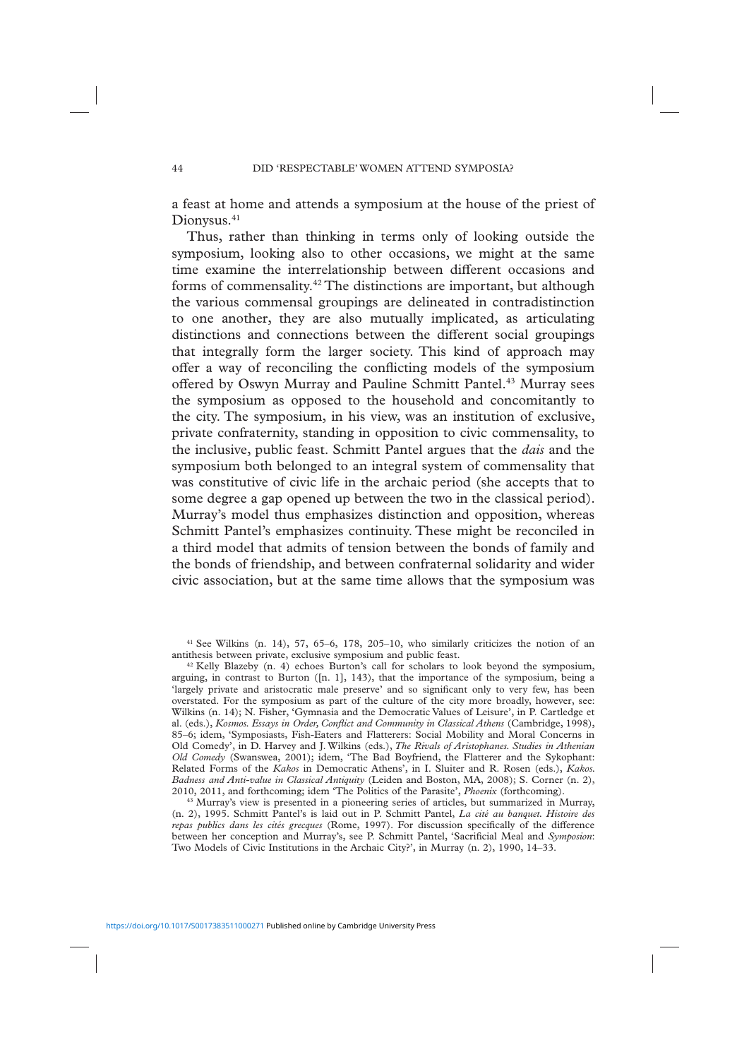a feast at home and attends a symposium at the house of the priest of Dionysus.[41]

Thus, rather than thinking in terms only of looking outside the symposium, looking also to other occasions, we might at the same time examine the interrelationship between different occasions and forms of commensality.[42] The distinctions are important, but although the various commensal groupings are delineated in contradistinction to one another, they are also mutually implicated, as articulating distinctions and connections between the different social groupings that integrally form the larger society. This kind of approach may offer a way of reconciling the conflicting models of the symposium offered by Oswyn Murray and Pauline Schmitt Pantel.[43] Murray sees the symposium as opposed to the household and concomitantly to the city. The symposium, in his view, was an institution of exclusive, private confraternity, standing in opposition to civic commensality, to the inclusive, public feast. Schmitt Pantel argues that the *dais* and the symposium both belonged to an integral system of commensality that was constitutive of civic life in the archaic period (she accepts that to some degree a gap opened up between the two in the classical period). Murray's model thus emphasizes distinction and opposition, whereas Schmitt Pantel's emphasizes continuity. These might be reconciled in a third model that admits of tension between the bonds of family and the bonds of friendship, and between confraternal solidarity and wider civic association, but at the same time allows that the symposium was

---

[41] See Wilkins (n. 14), 57, 65–6, 178, 205–10, who similarly criticizes the notion of an antithesis between private, exclusive symposium and public feast.

[42] Kelly Blazeby (n. 4) echoes Burton's call for scholars to look beyond the symposium, arguing, in contrast to Burton ([n. 1], 143), that the importance of the symposium, being a 'largely private and aristocratic male preserve' and so significant only to very few, has been overstated. For the symposium as part of the culture of the city more broadly, however, see: Wilkins (n. 14); N. Fisher, 'Gymnasia and the Democratic Values of Leisure', in P. Cartledge et al. (eds.), *Kosmos. Essays in Order, Conflict and Community in Classical Athens* (Cambridge, 1998), 85–6; idem, 'Symposiasts, Fish-Eaters and Flatterers: Social Mobility and Moral Concerns in Old Comedy', in D. Harvey and J. Wilkins (eds.), *The Rivals of Aristophanes. Studies in Athenian Old Comedy* (Swanswea, 2001); idem, 'The Bad Boyfriend, the Flatterer and the Sykophant: Related Forms of the *Kakos* in Democratic Athens', in I. Sluiter and R. Rosen (eds.), *Kakos. Badness and Anti-value in Classical Antiquity* (Leiden and Boston, MA, 2008); S. Corner (n. 2), 2010, 2011, and forthcoming; idem 'The Politics of the Parasite', *Phoenix* (forthcoming).

[43] Murray's view is presented in a pioneering series of articles, but summarized in Murray, (n. 2), 1995. Schmitt Pantel's is laid out in P. Schmitt Pantel, *La cité au banquet. Histoire des repas publics dans les cités grecques* (Rome, 1997). For discussion specifically of the difference between her conception and Murray's, see P. Schmitt Pantel, 'Sacrificial Meal and *Symposion*: Two Models of Civic Institutions in the Archaic City?', in Murray (n. 2), 1990, 14–33.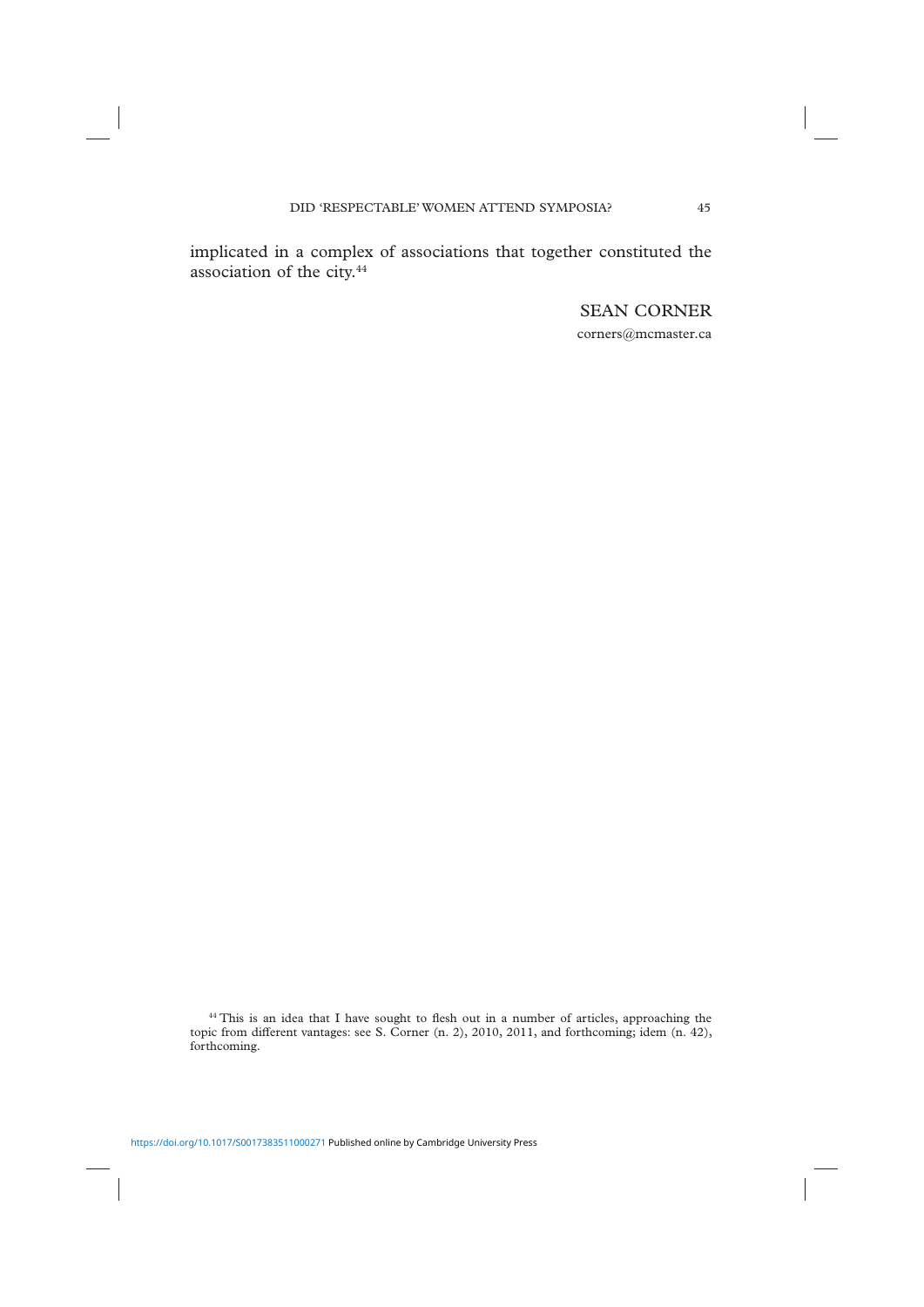implicated in a complex of associations that together constituted the association of the city.[44]

SEAN CORNER

corners@mcmaster.ca

[44] This is an idea that I have sought to flesh out in a number of articles, approaching the topic from different vantages: see S. Corner (n. 2), 2010, 2011, and forthcoming; idem (n. 42), forthcoming.

https://doi.org/10.1017/S0017383511000271 Published online by Cambridge University Press